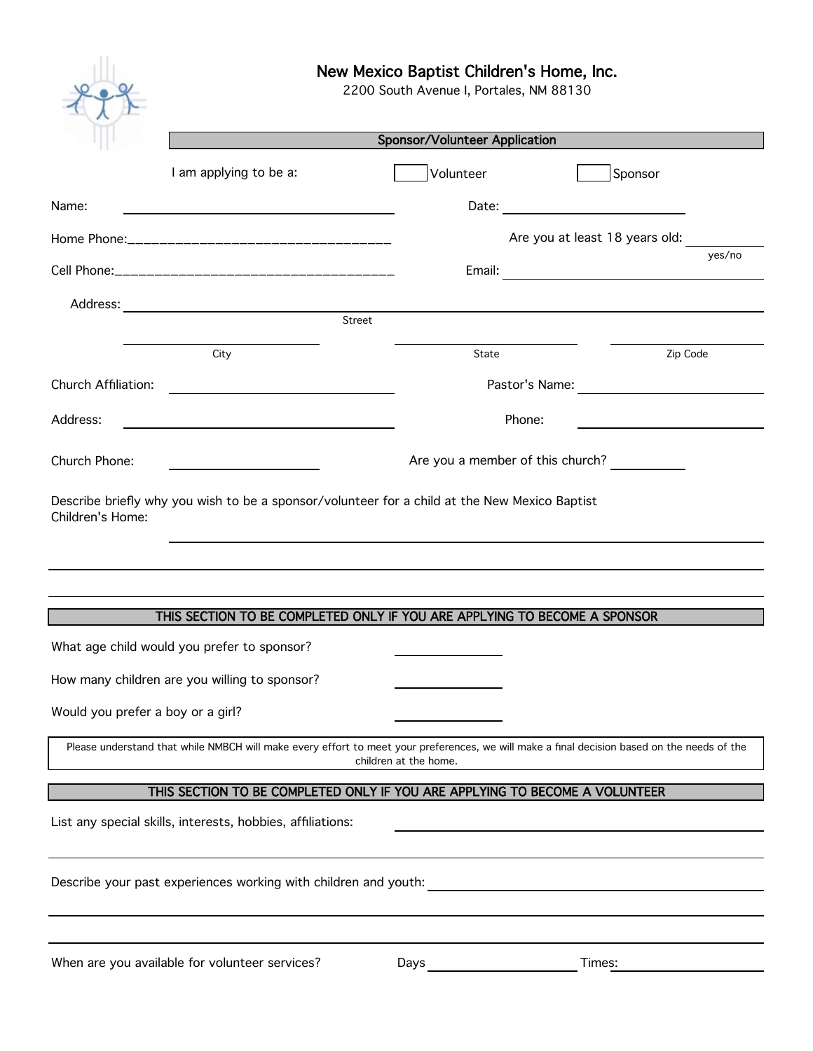# New Mexico Baptist Children's Home, Inc.

2200 South Avenue I, Portales, NM 88130

## Sponsor/Volunteer Application

I am applying to be a: ☐ Volunteer ☐ Sponsor

Name: ______________________________ Date: ______________________________

Home Phone: ______________________________ Are you at least 18 years old: __________ (yes/no)

Cell Phone: ______________________________ Email: ______________________________

Address: ____________________________________________________________
Street

______________________ ______________________ ______________________
City State Zip Code

Church Affiliation: ______________________________ Pastor's Name: ______________________________

Address: ______________________________ Phone: ______________________________

Church Phone: ______________________________ Are you a member of this church? __________

Describe briefly why you wish to be a sponsor/volunteer for a child at the New Mexico Baptist Children's Home:

____________________________________________________________

____________________________________________________________

____________________________________________________________

## THIS SECTION TO BE COMPLETED ONLY IF YOU ARE APPLYING TO BECOME A SPONSOR

What age child would you prefer to sponsor? __________

How many children are you willing to sponsor? __________

Would you prefer a boy or a girl? __________

Please understand that while NMBCH will make every effort to meet your preferences, we will make a final decision based on the needs of the children at the home.

## THIS SECTION TO BE COMPLETED ONLY IF YOU ARE APPLYING TO BECOME A VOLUNTEER

List any special skills, interests, hobbies, affiliations: ______________________________

____________________________________________________________

Describe your past experiences working with children and youth: ______________________________

____________________________________________________________

____________________________________________________________

When are you available for volunteer services? Days ______________________ Times: ______________________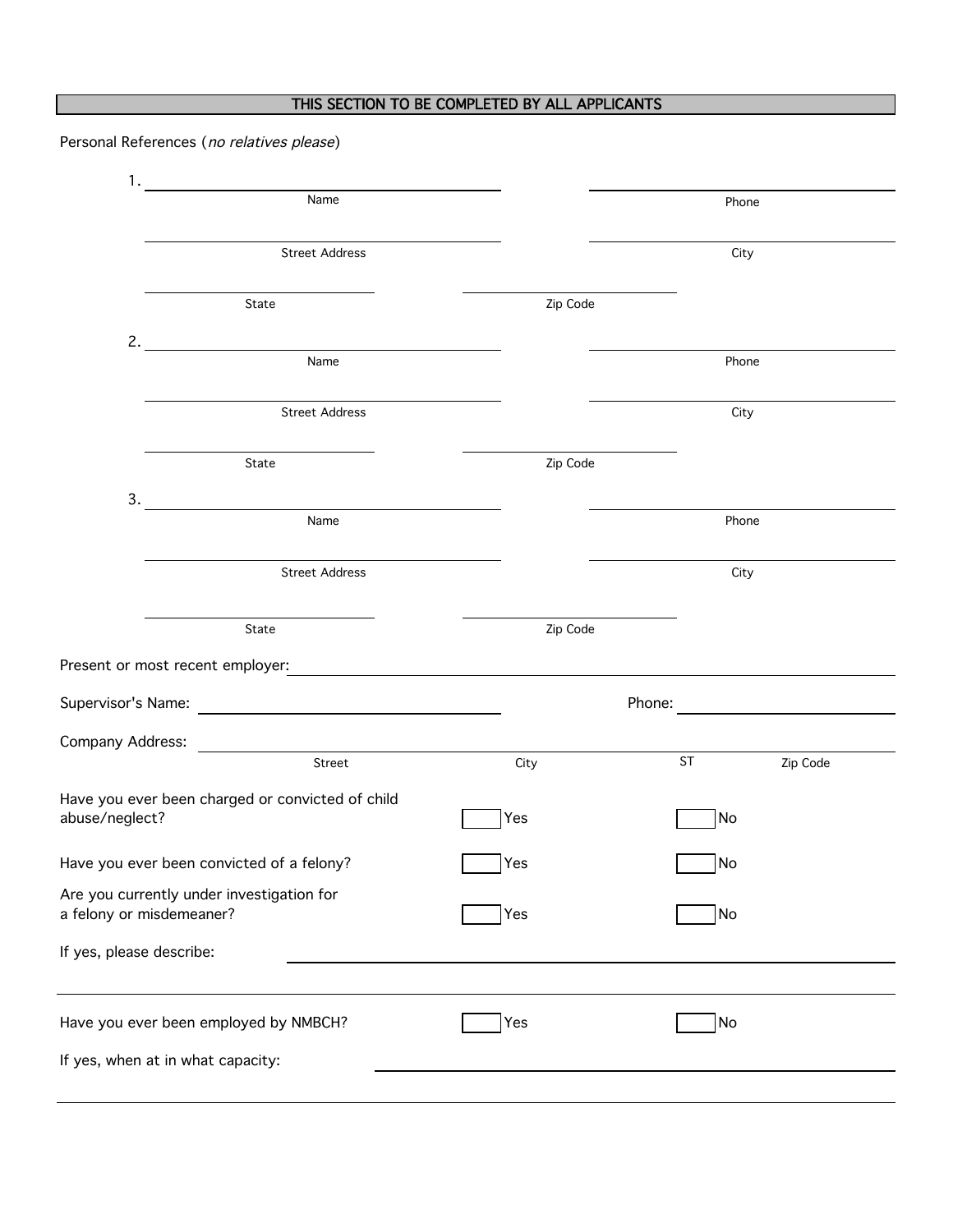## THIS SECTION TO BE COMPLETED BY ALL APPLICANTS

Personal References (*no relatives please*)

1. ______________________________ ______________________________
   Name Phone

   ______________________________ ______________________________
   Street Address City

   ______________________________ ______________________________
   State Zip Code

2. ______________________________ ______________________________
   Name Phone

   ______________________________ ______________________________
   Street Address City

   ______________________________ ______________________________
   State Zip Code

3. ______________________________ ______________________________
   Name Phone

   ______________________________ ______________________________
   Street Address City

   ______________________________ ______________________________
   State Zip Code

Present or most recent employer: ______________________________

Supervisor's Name: ______________________________ Phone: ______________________________

Company Address: ______________________________
Street City ST Zip Code

Have you ever been charged or convicted of child abuse/neglect? ☐ Yes ☐ No

Have you ever been convicted of a felony? ☐ Yes ☐ No

Are you currently under investigation for a felony or misdemeaner? ☐ Yes ☐ No

If yes, please describe: ______________________________

______________________________

Have you ever been employed by NMBCH? ☐ Yes ☐ No

If yes, when at in what capacity: ______________________________

______________________________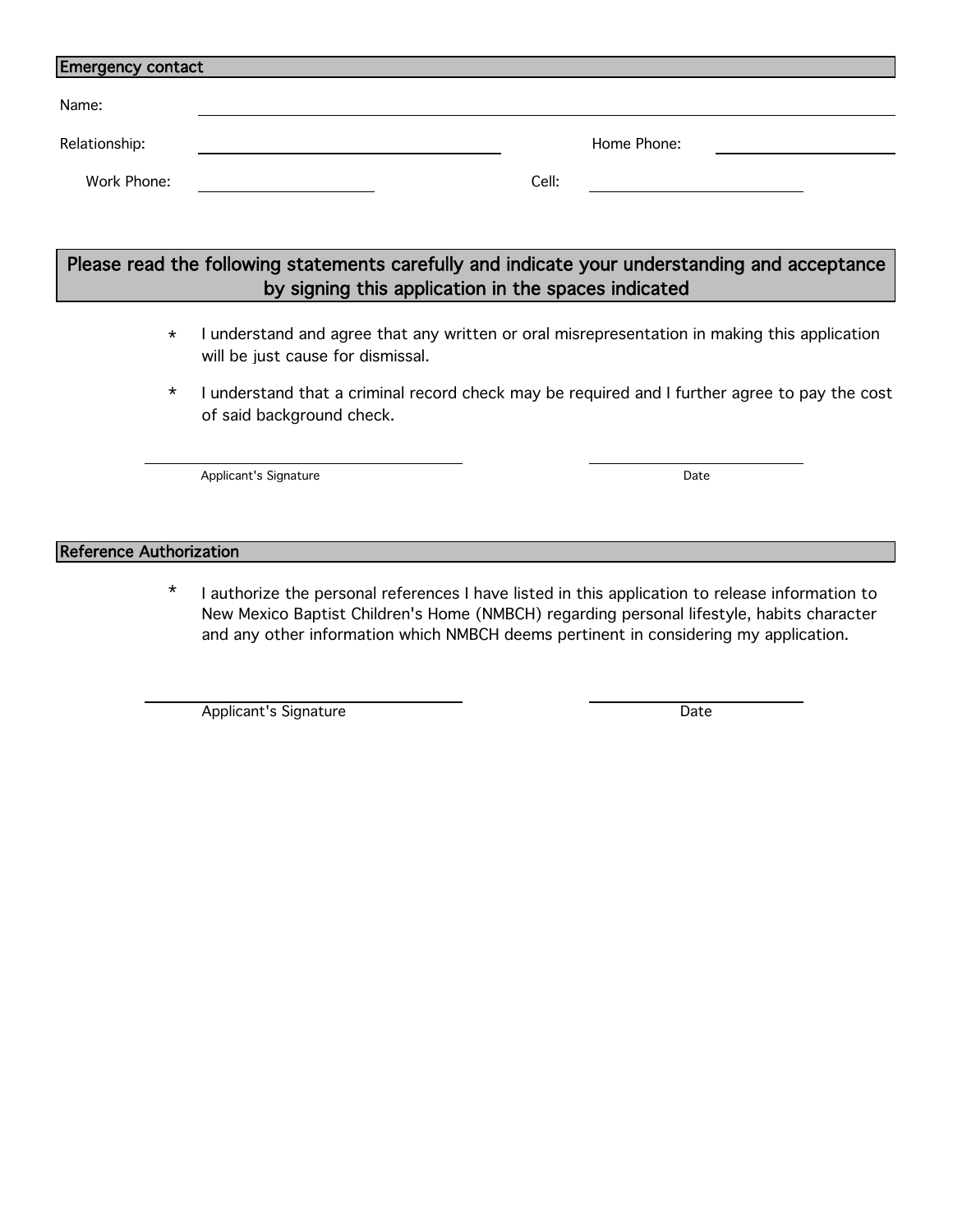## Emergency contact

Name: \_\_\_\_\_\_\_\_\_\_\_\_\_\_\_\_\_\_\_\_\_\_\_\_\_\_\_\_\_\_\_\_\_\_\_\_\_\_\_\_

Relationship: \_\_\_\_\_\_\_\_\_\_\_\_\_\_\_\_\_\_\_\_ Home Phone: \_\_\_\_\_\_\_\_\_\_\_\_\_\_\_\_

Work Phone: \_\_\_\_\_\_\_\_\_\_\_\_\_\_\_\_ Cell: \_\_\_\_\_\_\_\_\_\_\_\_\_\_\_\_

## Please read the following statements carefully and indicate your understanding and acceptance by signing this application in the spaces indicated

* I understand and agree that any written or oral misrepresentation in making this application will be just cause for dismissal.

* I understand that a criminal record check may be required and I further agree to pay the cost of said background check.

\_\_\_\_\_\_\_\_\_\_\_\_\_\_\_\_\_\_\_\_\_\_\_\_\_\_\_\_ \_\_\_\_\_\_\_\_\_\_\_\_\_\_\_\_\_\_\_\_
Applicant's Signature Date

## Reference Authorization

* I authorize the personal references I have listed in this application to release information to New Mexico Baptist Children's Home (NMBCH) regarding personal lifestyle, habits character and any other information which NMBCH deems pertinent in considering my application.

\_\_\_\_\_\_\_\_\_\_\_\_\_\_\_\_\_\_\_\_\_\_\_\_\_\_\_\_ \_\_\_\_\_\_\_\_\_\_\_\_\_\_\_\_\_\_\_\_
Applicant's Signature Date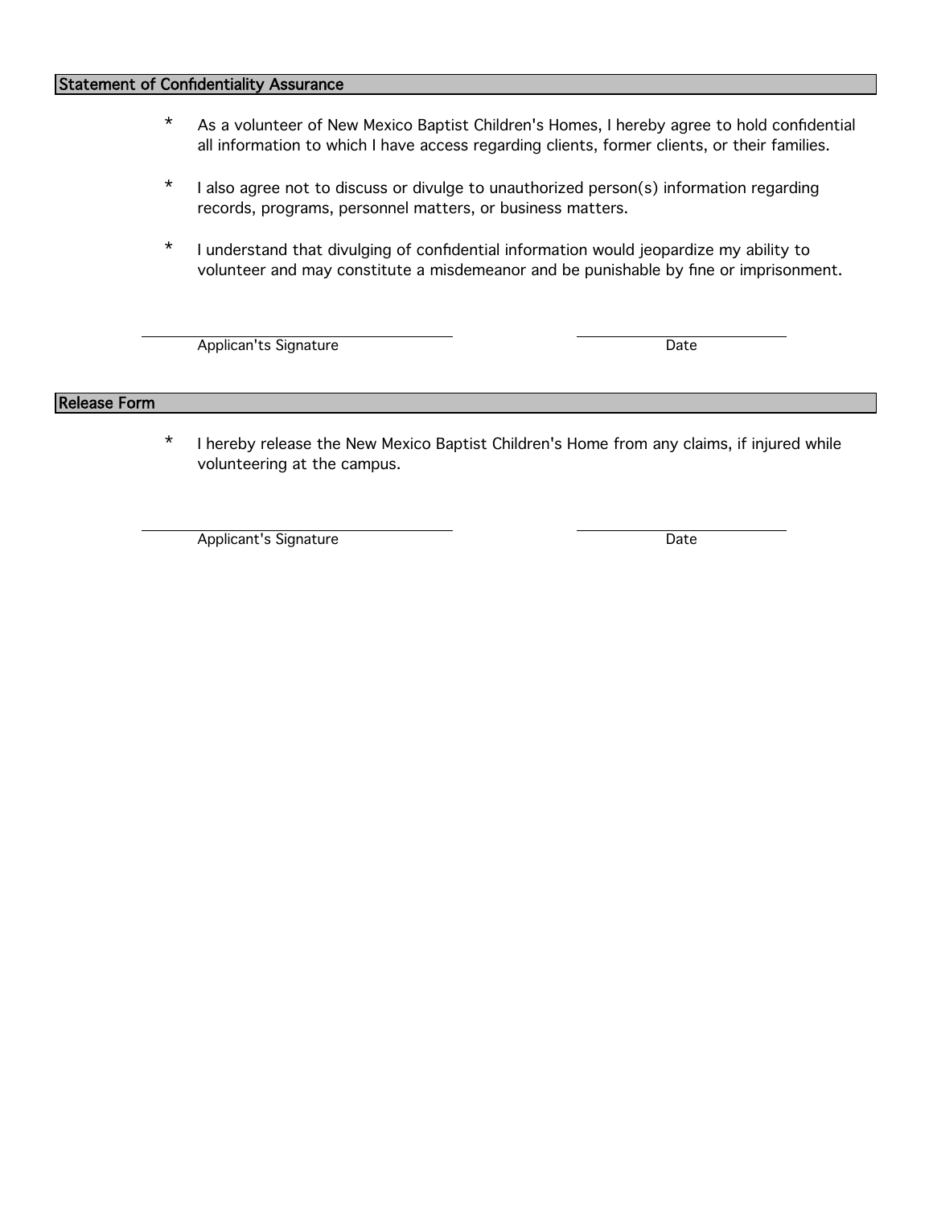## Statement of Confidentiality Assurance

* As a volunteer of New Mexico Baptist Children's Homes, I hereby agree to hold confidential all information to which I have access regarding clients, former clients, or their families.

* I also agree not to discuss or divulge to unauthorized person(s) information regarding records, programs, personnel matters, or business matters.

* I understand that divulging of confidential information would jeopardize my ability to volunteer and may constitute a misdemeanor and be punishable by fine or imprisonment.

\_\_\_\_\_\_\_\_\_\_\_\_\_\_\_\_\_\_\_\_\_\_\_\_\_\_\_\_\_\_ \_\_\_\_\_\_\_\_\_\_\_\_\_\_\_\_\_\_\_\_

Applican'ts Signature Date

## Release Form

* I hereby release the New Mexico Baptist Children's Home from any claims, if injured while volunteering at the campus.

\_\_\_\_\_\_\_\_\_\_\_\_\_\_\_\_\_\_\_\_\_\_\_\_\_\_\_\_\_\_ \_\_\_\_\_\_\_\_\_\_\_\_\_\_\_\_\_\_\_\_

Applicant's Signature Date